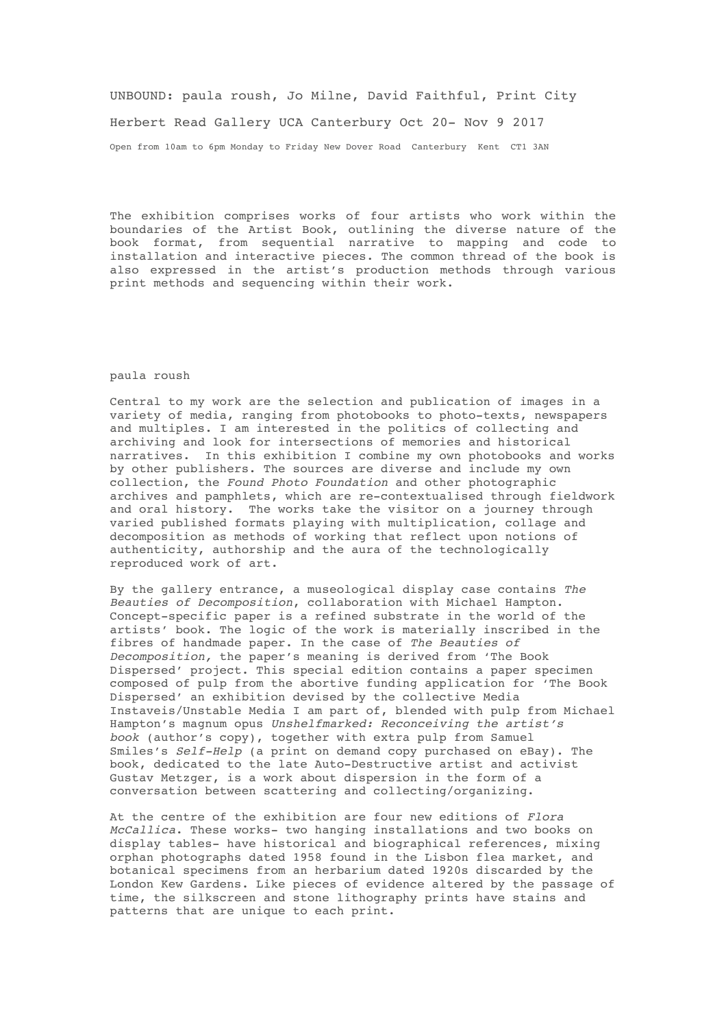UNBOUND: paula roush, Jo Milne, David Faithful, Print City

Herbert Read Gallery UCA Canterbury Oct 20- Nov 9 2017

Open from 10am to 6pm Monday to Friday New Dover Road Canterbury Kent CT1 3AN

The exhibition comprises works of four artists who work within the boundaries of the Artist Book, outlining the diverse nature of the book format, from sequential narrative to mapping and code to installation and interactive pieces. The common thread of the book is also expressed in the artist's production methods through various print methods and sequencing within their work.

paula roush

Central to my work are the selection and publication of images in a variety of media, ranging from photobooks to photo-texts, newspapers and multiples. I am interested in the politics of collecting and archiving and look for intersections of memories and historical narratives. In this exhibition I combine my own photobooks and works by other publishers. The sources are diverse and include my own collection, the *Found Photo Foundation* and other photographic archives and pamphlets, which are re-contextualised through fieldwork and oral history. The works take the visitor on a journey through varied published formats playing with multiplication, collage and decomposition as methods of working that reflect upon notions of authenticity, authorship and the aura of the technologically reproduced work of art.

By the gallery entrance, a museological display case contains *The Beauties of Decomposition*, collaboration with Michael Hampton. Concept-specific paper is a refined substrate in the world of the artists' book. The logic of the work is materially inscribed in the fibres of handmade paper. In the case of *The Beauties of Decomposition,* the paper's meaning is derived from 'The Book Dispersed' project. This special edition contains a paper specimen composed of pulp from the abortive funding application for 'The Book Dispersed' an exhibition devised by the collective Media Instaveis/Unstable Media I am part of, blended with pulp from Michael Hampton's magnum opus *Unshelfmarked: Reconceiving the artist's book* (author's copy), together with extra pulp from Samuel Smiles's *Self-Help* (a print on demand copy purchased on eBay). The book, dedicated to the late Auto-Destructive artist and activist Gustav Metzger, is a work about dispersion in the form of a conversation between scattering and collecting/organizing.

At the centre of the exhibition are four new editions of *Flora McCallica*. These works- two hanging installations and two books on display tables- have historical and biographical references, mixing orphan photographs dated 1958 found in the Lisbon flea market, and botanical specimens from an herbarium dated 1920s discarded by the London Kew Gardens. Like pieces of evidence altered by the passage of time, the silkscreen and stone lithography prints have stains and patterns that are unique to each print.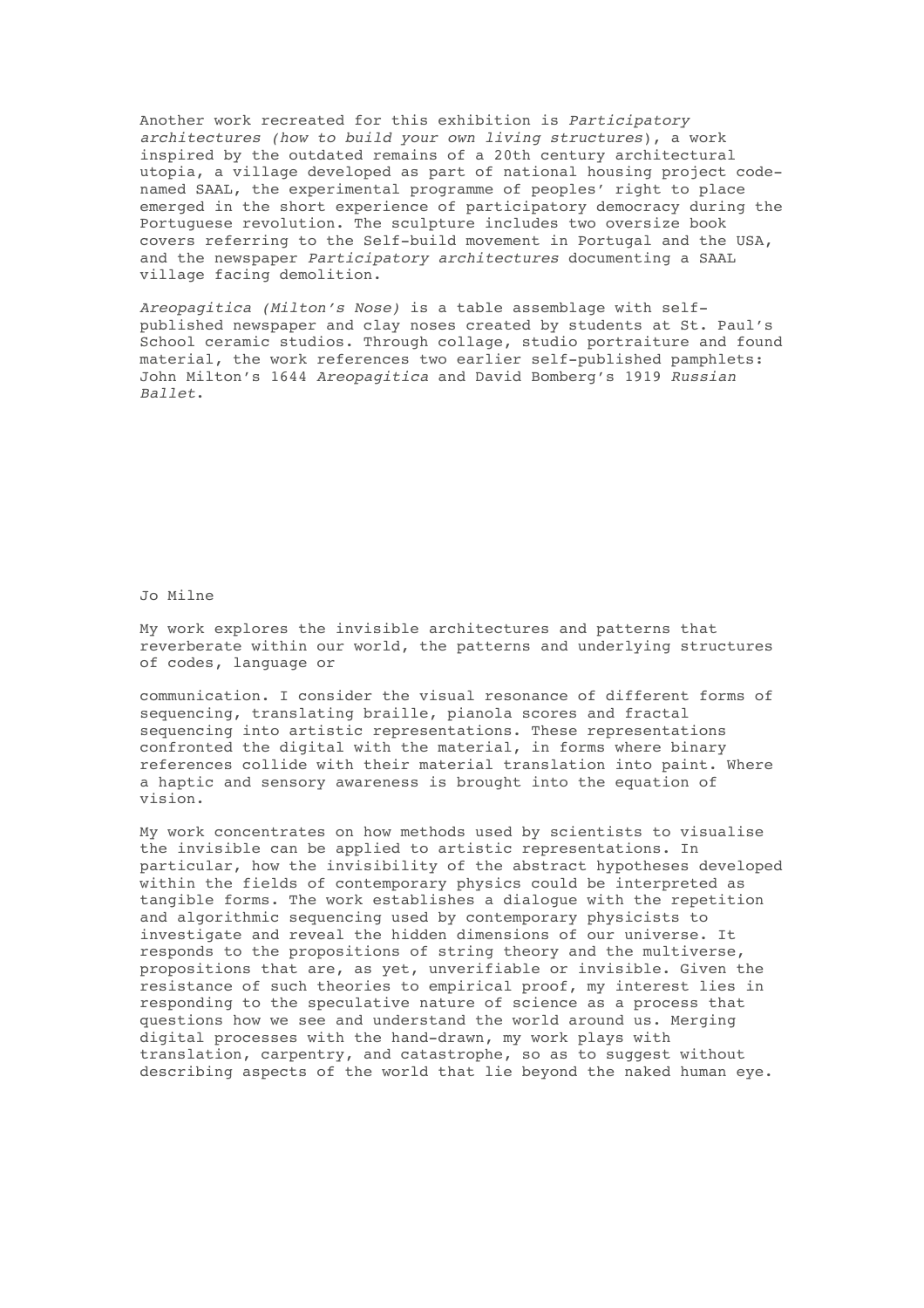Another work recreated for this exhibition is *Participatory architectures (how to build your own living structures*), a work inspired by the outdated remains of a 20th century architectural utopia, a village developed as part of national housing project code-named SAAL, the experimental programme of peoples' right to place emerged in the short experience of participatory democracy during the Portuguese revolution. The sculpture includes two oversize book covers referring to the Self-build movement in Portugal and the USA, and the newspaper *Participatory architectures* documenting a SAAL village facing demolition.

*Areopagitica (Milton's Nose)* is a table assemblage with self-published newspaper and clay noses created by students at St. Paul's School ceramic studios. Through collage, studio portraiture and found material, the work references two earlier self-published pamphlets: John Milton's 1644 *Areopagitica* and David Bomberg's 1919 *Russian Ballet*.

Jo Milne

My work explores the invisible architectures and patterns that reverberate within our world, the patterns and underlying structures of codes, language or

communication. I consider the visual resonance of different forms of sequencing, translating braille, pianola scores and fractal sequencing into artistic representations. These representations confronted the digital with the material, in forms where binary references collide with their material translation into paint. Where a haptic and sensory awareness is brought into the equation of vision.

My work concentrates on how methods used by scientists to visualise the invisible can be applied to artistic representations. In particular, how the invisibility of the abstract hypotheses developed within the fields of contemporary physics could be interpreted as tangible forms. The work establishes a dialogue with the repetition and algorithmic sequencing used by contemporary physicists to investigate and reveal the hidden dimensions of our universe. It responds to the propositions of string theory and the multiverse, propositions that are, as yet, unverifiable or invisible. Given the resistance of such theories to empirical proof, my interest lies in responding to the speculative nature of science as a process that questions how we see and understand the world around us. Merging digital processes with the hand-drawn, my work plays with translation, carpentry, and catastrophe, so as to suggest without describing aspects of the world that lie beyond the naked human eye.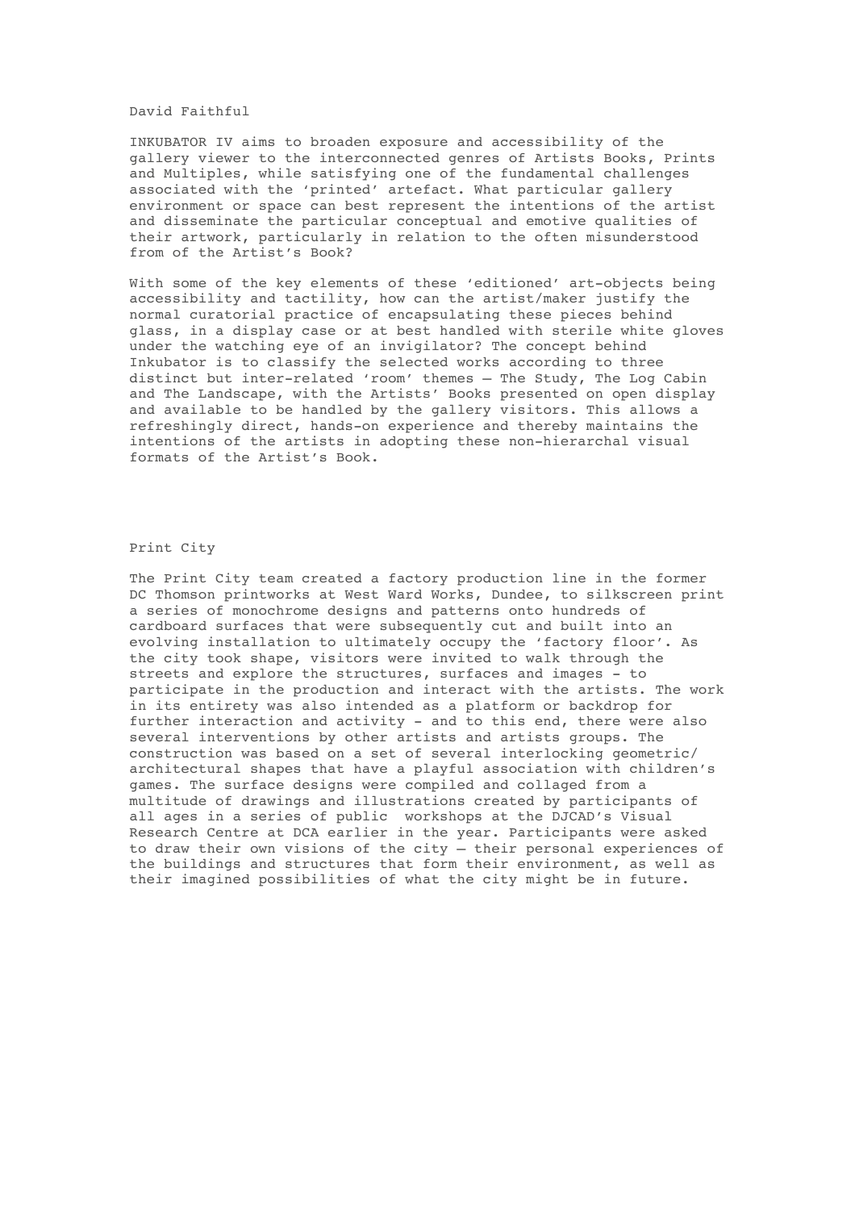## David Faithful

INKUBATOR IV aims to broaden exposure and accessibility of the gallery viewer to the interconnected genres of Artists Books, Prints and Multiples, while satisfying one of the fundamental challenges associated with the 'printed' artefact. What particular gallery environment or space can best represent the intentions of the artist and disseminate the particular conceptual and emotive qualities of their artwork, particularly in relation to the often misunderstood from of the Artist's Book?

With some of the key elements of these 'editioned' art-objects being accessibility and tactility, how can the artist/maker justify the normal curatorial practice of encapsulating these pieces behind glass, in a display case or at best handled with sterile white gloves under the watching eye of an invigilator? The concept behind Inkubator is to classify the selected works according to three distinct but inter-related 'room' themes – The Study, The Log Cabin and The Landscape, with the Artists' Books presented on open display and available to be handled by the gallery visitors. This allows a refreshingly direct, hands-on experience and thereby maintains the intentions of the artists in adopting these non-hierarchal visual formats of the Artist's Book.

## Print City

The Print City team created a factory production line in the former DC Thomson printworks at West Ward Works, Dundee, to silkscreen print a series of monochrome designs and patterns onto hundreds of cardboard surfaces that were subsequently cut and built into an evolving installation to ultimately occupy the 'factory floor'. As the city took shape, visitors were invited to walk through the streets and explore the structures, surfaces and images - to participate in the production and interact with the artists. The work in its entirety was also intended as a platform or backdrop for further interaction and activity - and to this end, there were also several interventions by other artists and artists groups. The construction was based on a set of several interlocking geometric/ architectural shapes that have a playful association with children's games. The surface designs were compiled and collaged from a multitude of drawings and illustrations created by participants of all ages in a series of public workshops at the DJCAD's Visual Research Centre at DCA earlier in the year. Participants were asked to draw their own visions of the city – their personal experiences of the buildings and structures that form their environment, as well as their imagined possibilities of what the city might be in future.